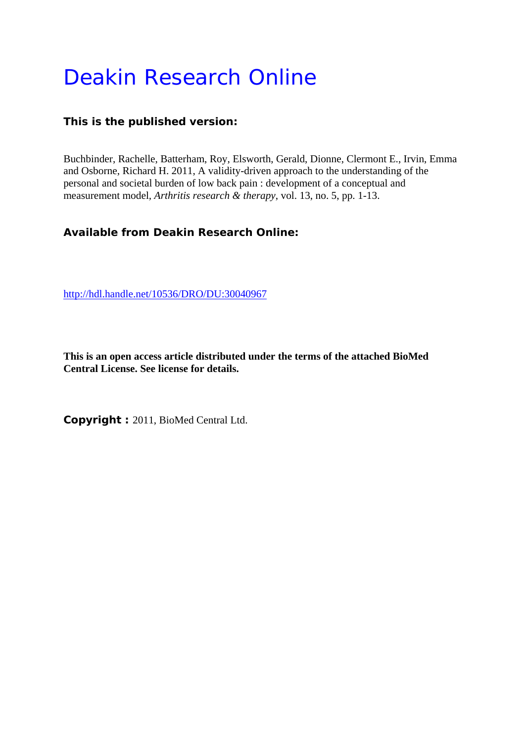# Deakin Research Online

**This is the published version:**

Buchbinder, Rachelle, Batterham, Roy, Elsworth, Gerald, Dionne, Clermont E., Irvin, Emma and Osborne, Richard H. 2011, A validity-driven approach to the understanding of the personal and societal burden of low back pain : development of a conceptual and measurement model, *Arthritis research & therapy*, vol. 13, no. 5, pp. 1-13.

**Available from Deakin Research Online:**

http://hdl.handle.net/10536/DRO/DU:30040967

**This is an open access article distributed under the terms of the attached BioMed Central License. See license for details.**

**Copyright :** 2011, BioMed Central Ltd.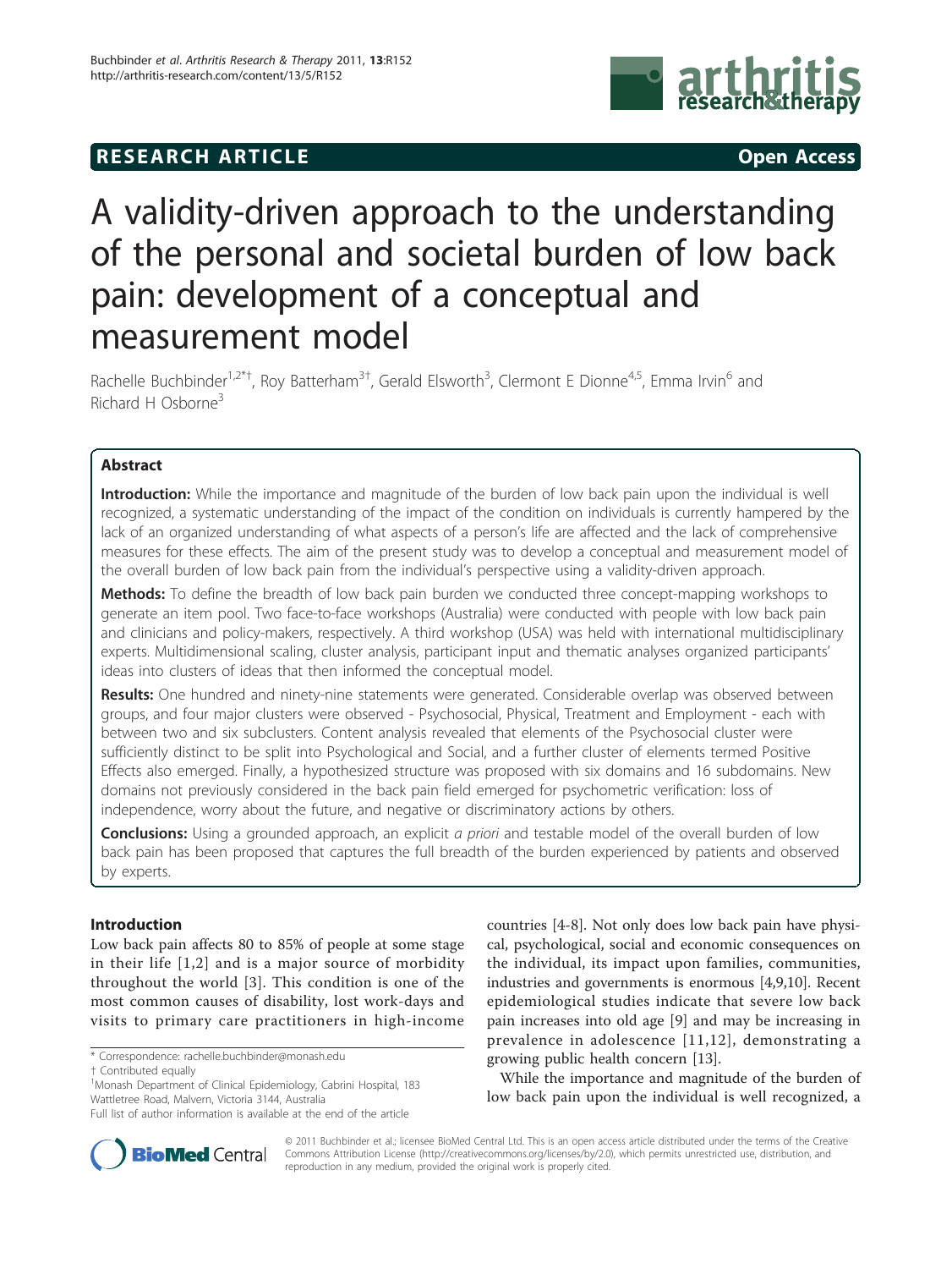# A validity-driven approach to the understanding of the personal and societal burden of low back pain: development of a conceptual and measurement model

Rachelle Buchbinder[1,2*†], Roy Batterham[3†], Gerald Elsworth[3], Clermont E Dionne[4,5], Emma Irvin[6] and Richard H Osborne[3]

## Abstract

**Introduction:** While the importance and magnitude of the burden of low back pain upon the individual is well recognized, a systematic understanding of the impact of the condition on individuals is currently hampered by the lack of an organized understanding of what aspects of a person's life are affected and the lack of comprehensive measures for these effects. The aim of the present study was to develop a conceptual and measurement model of the overall burden of low back pain from the individual's perspective using a validity-driven approach.

**Methods:** To define the breadth of low back pain burden we conducted three concept-mapping workshops to generate an item pool. Two face-to-face workshops (Australia) were conducted with people with low back pain and clinicians and policy-makers, respectively. A third workshop (USA) was held with international multidisciplinary experts. Multidimensional scaling, cluster analysis, participant input and thematic analyses organized participants' ideas into clusters of ideas that then informed the conceptual model.

**Results:** One hundred and ninety-nine statements were generated. Considerable overlap was observed between groups, and four major clusters were observed - Psychosocial, Physical, Treatment and Employment - each with between two and six subclusters. Content analysis revealed that elements of the Psychosocial cluster were sufficiently distinct to be split into Psychological and Social, and a further cluster of elements termed Positive Effects also emerged. Finally, a hypothesized structure was proposed with six domains and 16 subdomains. New domains not previously considered in the back pain field emerged for psychometric verification: loss of independence, worry about the future, and negative or discriminatory actions by others.

**Conclusions:** Using a grounded approach, an explicit *a priori* and testable model of the overall burden of low back pain has been proposed that captures the full breadth of the burden experienced by patients and observed by experts.

## Introduction

Low back pain affects 80 to 85% of people at some stage in their life [1,2] and is a major source of morbidity throughout the world [3]. This condition is one of the most common causes of disability, lost work-days and visits to primary care practitioners in high-income countries [4-8]. Not only does low back pain have physical, psychological, social and economic consequences on the individual, its impact upon families, communities, industries and governments is enormous [4,9,10]. Recent epidemiological studies indicate that severe low back pain increases into old age [9] and may be increasing in prevalence in adolescence [11,12], demonstrating a growing public health concern [13].

While the importance and magnitude of the burden of low back pain upon the individual is well recognized, a

* Correspondence: rachelle.buchbinder@monash.edu
† Contributed equally
[1]Monash Department of Clinical Epidemiology, Cabrini Hospital, 183 Wattletree Road, Malvern, Victoria 3144, Australia
Full list of author information is available at the end of the article

© 2011 Buchbinder et al.; licensee BioMed Central Ltd. This is an open access article distributed under the terms of the Creative Commons Attribution License (http://creativecommons.org/licenses/by/2.0), which permits unrestricted use, distribution, and reproduction in any medium, provided the original work is properly cited.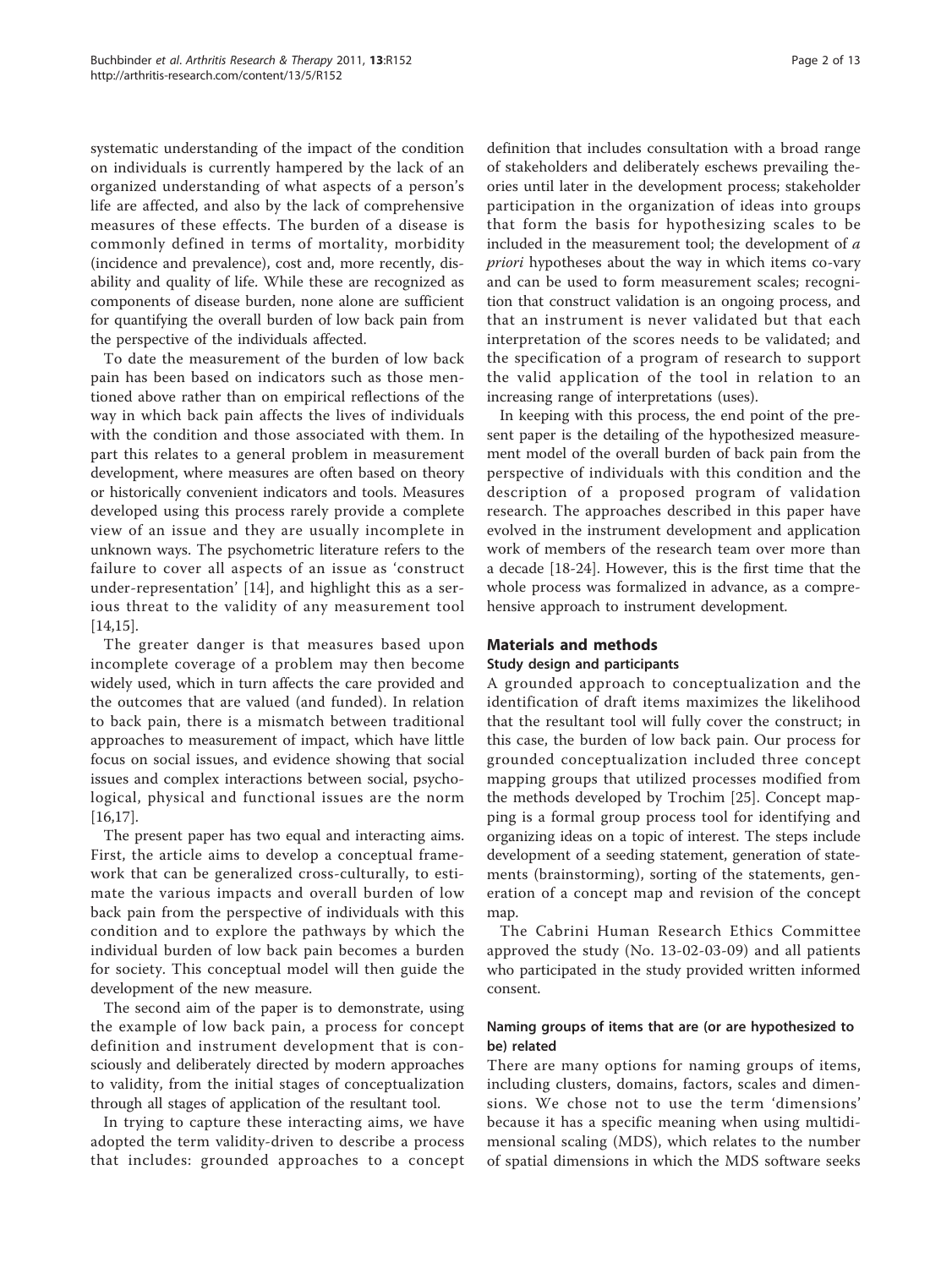systematic understanding of the impact of the condition on individuals is currently hampered by the lack of an organized understanding of what aspects of a person's life are affected, and also by the lack of comprehensive measures of these effects. The burden of a disease is commonly defined in terms of mortality, morbidity (incidence and prevalence), cost and, more recently, disability and quality of life. While these are recognized as components of disease burden, none alone are sufficient for quantifying the overall burden of low back pain from the perspective of the individuals affected.

To date the measurement of the burden of low back pain has been based on indicators such as those mentioned above rather than on empirical reflections of the way in which back pain affects the lives of individuals with the condition and those associated with them. In part this relates to a general problem in measurement development, where measures are often based on theory or historically convenient indicators and tools. Measures developed using this process rarely provide a complete view of an issue and they are usually incomplete in unknown ways. The psychometric literature refers to the failure to cover all aspects of an issue as 'construct under-representation' [14], and highlight this as a serious threat to the validity of any measurement tool [14,15].

The greater danger is that measures based upon incomplete coverage of a problem may then become widely used, which in turn affects the care provided and the outcomes that are valued (and funded). In relation to back pain, there is a mismatch between traditional approaches to measurement of impact, which have little focus on social issues, and evidence showing that social issues and complex interactions between social, psychological, physical and functional issues are the norm [16,17].

The present paper has two equal and interacting aims. First, the article aims to develop a conceptual framework that can be generalized cross-culturally, to estimate the various impacts and overall burden of low back pain from the perspective of individuals with this condition and to explore the pathways by which the individual burden of low back pain becomes a burden for society. This conceptual model will then guide the development of the new measure.

The second aim of the paper is to demonstrate, using the example of low back pain, a process for concept definition and instrument development that is consciously and deliberately directed by modern approaches to validity, from the initial stages of conceptualization through all stages of application of the resultant tool.

In trying to capture these interacting aims, we have adopted the term validity-driven to describe a process that includes: grounded approaches to a concept definition that includes consultation with a broad range of stakeholders and deliberately eschews prevailing theories until later in the development process; stakeholder participation in the organization of ideas into groups that form the basis for hypothesizing scales to be included in the measurement tool; the development of *a priori* hypotheses about the way in which items co-vary and can be used to form measurement scales; recognition that construct validation is an ongoing process, and that an instrument is never validated but that each interpretation of the scores needs to be validated; and the specification of a program of research to support the valid application of the tool in relation to an increasing range of interpretations (uses).

In keeping with this process, the end point of the present paper is the detailing of the hypothesized measurement model of the overall burden of back pain from the perspective of individuals with this condition and the description of a proposed program of validation research. The approaches described in this paper have evolved in the instrument development and application work of members of the research team over more than a decade [18-24]. However, this is the first time that the whole process was formalized in advance, as a comprehensive approach to instrument development.

## Materials and methods

### Study design and participants

A grounded approach to conceptualization and the identification of draft items maximizes the likelihood that the resultant tool will fully cover the construct; in this case, the burden of low back pain. Our process for grounded conceptualization included three concept mapping groups that utilized processes modified from the methods developed by Trochim [25]. Concept mapping is a formal group process tool for identifying and organizing ideas on a topic of interest. The steps include development of a seeding statement, generation of statements (brainstorming), sorting of the statements, generation of a concept map and revision of the concept map.

The Cabrini Human Research Ethics Committee approved the study (No. 13-02-03-09) and all patients who participated in the study provided written informed consent.

### Naming groups of items that are (or are hypothesized to be) related

There are many options for naming groups of items, including clusters, domains, factors, scales and dimensions. We chose not to use the term 'dimensions' because it has a specific meaning when using multidimensional scaling (MDS), which relates to the number of spatial dimensions in which the MDS software seeks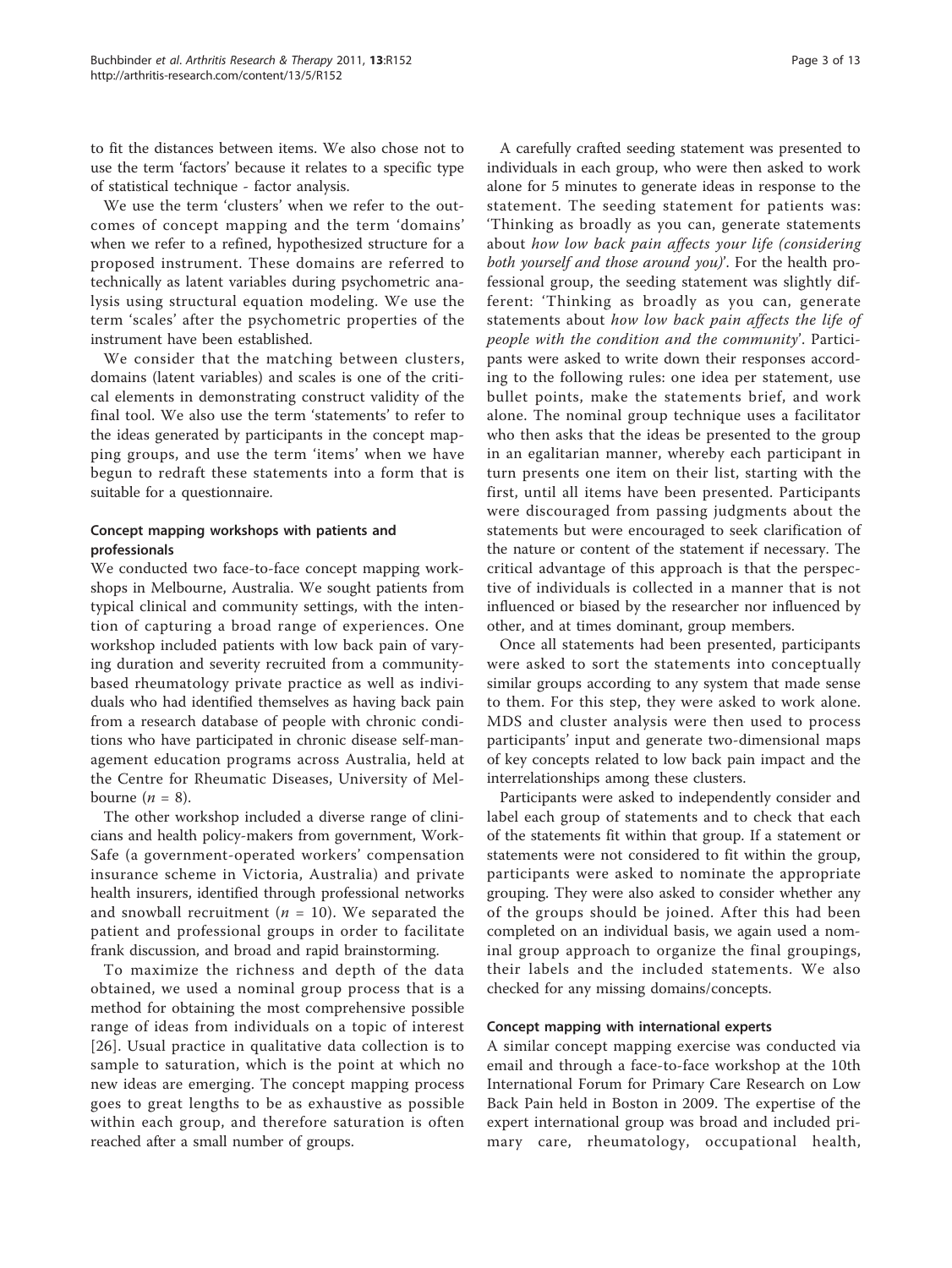to fit the distances between items. We also chose not to use the term 'factors' because it relates to a specific type of statistical technique - factor analysis.

We use the term 'clusters' when we refer to the outcomes of concept mapping and the term 'domains' when we refer to a refined, hypothesized structure for a proposed instrument. These domains are referred to technically as latent variables during psychometric analysis using structural equation modeling. We use the term 'scales' after the psychometric properties of the instrument have been established.

We consider that the matching between clusters, domains (latent variables) and scales is one of the critical elements in demonstrating construct validity of the final tool. We also use the term 'statements' to refer to the ideas generated by participants in the concept mapping groups, and use the term 'items' when we have begun to redraft these statements into a form that is suitable for a questionnaire.

### Concept mapping workshops with patients and professionals

We conducted two face-to-face concept mapping workshops in Melbourne, Australia. We sought patients from typical clinical and community settings, with the intention of capturing a broad range of experiences. One workshop included patients with low back pain of varying duration and severity recruited from a community-based rheumatology private practice as well as individuals who had identified themselves as having back pain from a research database of people with chronic conditions who have participated in chronic disease self-management education programs across Australia, held at the Centre for Rheumatic Diseases, University of Melbourne ($n$ = 8).

The other workshop included a diverse range of clinicians and health policy-makers from government, WorkSafe (a government-operated workers' compensation insurance scheme in Victoria, Australia) and private health insurers, identified through professional networks and snowball recruitment ($n$ = 10). We separated the patient and professional groups in order to facilitate frank discussion, and broad and rapid brainstorming.

To maximize the richness and depth of the data obtained, we used a nominal group process that is a method for obtaining the most comprehensive possible range of ideas from individuals on a topic of interest [26]. Usual practice in qualitative data collection is to sample to saturation, which is the point at which no new ideas are emerging. The concept mapping process goes to great lengths to be as exhaustive as possible within each group, and therefore saturation is often reached after a small number of groups.

A carefully crafted seeding statement was presented to individuals in each group, who were then asked to work alone for 5 minutes to generate ideas in response to the statement. The seeding statement for patients was: 'Thinking as broadly as you can, generate statements about *how low back pain affects your life (considering both yourself and those around you)*'. For the health professional group, the seeding statement was slightly different: 'Thinking as broadly as you can, generate statements about *how low back pain affects the life of people with the condition and the community*'. Participants were asked to write down their responses according to the following rules: one idea per statement, use bullet points, make the statements brief, and work alone. The nominal group technique uses a facilitator who then asks that the ideas be presented to the group in an egalitarian manner, whereby each participant in turn presents one item on their list, starting with the first, until all items have been presented. Participants were discouraged from passing judgments about the statements but were encouraged to seek clarification of the nature or content of the statement if necessary. The critical advantage of this approach is that the perspective of individuals is collected in a manner that is not influenced or biased by the researcher nor influenced by other, and at times dominant, group members.

Once all statements had been presented, participants were asked to sort the statements into conceptually similar groups according to any system that made sense to them. For this step, they were asked to work alone. MDS and cluster analysis were then used to process participants' input and generate two-dimensional maps of key concepts related to low back pain impact and the interrelationships among these clusters.

Participants were asked to independently consider and label each group of statements and to check that each of the statements fit within that group. If a statement or statements were not considered to fit within the group, participants were asked to nominate the appropriate grouping. They were also asked to consider whether any of the groups should be joined. After this had been completed on an individual basis, we again used a nominal group approach to organize the final groupings, their labels and the included statements. We also checked for any missing domains/concepts.

### Concept mapping with international experts

A similar concept mapping exercise was conducted via email and through a face-to-face workshop at the 10th International Forum for Primary Care Research on Low Back Pain held in Boston in 2009. The expertise of the expert international group was broad and included primary care, rheumatology, occupational health,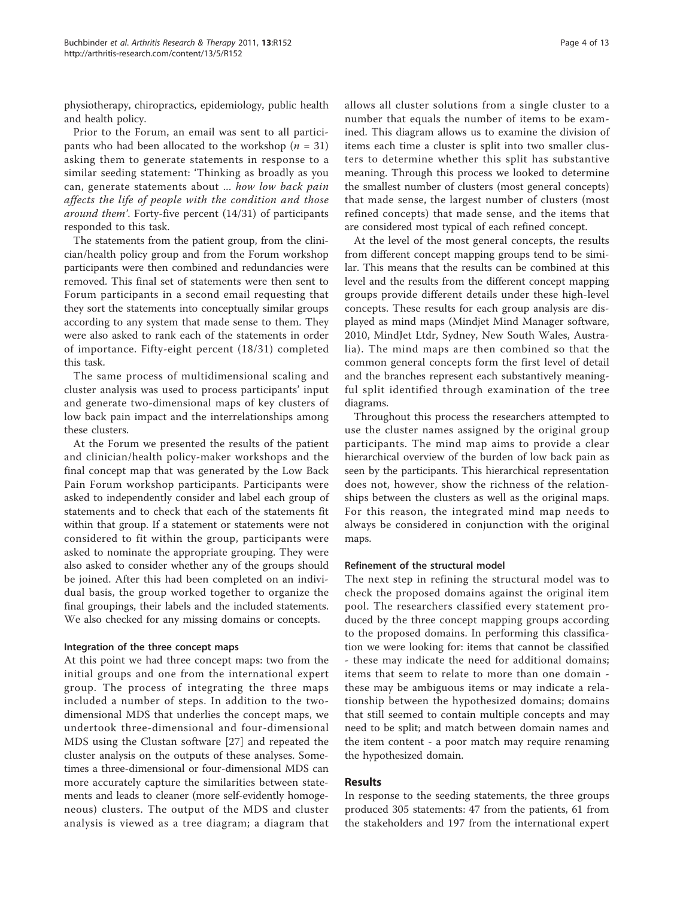physiotherapy, chiropractics, epidemiology, public health and health policy.

Prior to the Forum, an email was sent to all participants who had been allocated to the workshop ($n$ = 31) asking them to generate statements in response to a similar seeding statement: 'Thinking as broadly as you can, generate statements about ... *how low back pain affects the life of people with the condition and those around them*'. Forty-five percent (14/31) of participants responded to this task.

The statements from the patient group, from the clinician/health policy group and from the Forum workshop participants were then combined and redundancies were removed. This final set of statements were then sent to Forum participants in a second email requesting that they sort the statements into conceptually similar groups according to any system that made sense to them. They were also asked to rank each of the statements in order of importance. Fifty-eight percent (18/31) completed this task.

The same process of multidimensional scaling and cluster analysis was used to process participants' input and generate two-dimensional maps of key clusters of low back pain impact and the interrelationships among these clusters.

At the Forum we presented the results of the patient and clinician/health policy-maker workshops and the final concept map that was generated by the Low Back Pain Forum workshop participants. Participants were asked to independently consider and label each group of statements and to check that each of the statements fit within that group. If a statement or statements were not considered to fit within the group, participants were asked to nominate the appropriate grouping. They were also asked to consider whether any of the groups should be joined. After this had been completed on an individual basis, the group worked together to organize the final groupings, their labels and the included statements. We also checked for any missing domains or concepts.

#### Integration of the three concept maps

At this point we had three concept maps: two from the initial groups and one from the international expert group. The process of integrating the three maps included a number of steps. In addition to the two-dimensional MDS that underlies the concept maps, we undertook three-dimensional and four-dimensional MDS using the Clustan software [27] and repeated the cluster analysis on the outputs of these analyses. Sometimes a three-dimensional or four-dimensional MDS can more accurately capture the similarities between statements and leads to cleaner (more self-evidently homogeneous) clusters. The output of the MDS and cluster analysis is viewed as a tree diagram; a diagram that allows all cluster solutions from a single cluster to a number that equals the number of items to be examined. This diagram allows us to examine the division of items each time a cluster is split into two smaller clusters to determine whether this split has substantive meaning. Through this process we looked to determine the smallest number of clusters (most general concepts) that made sense, the largest number of clusters (most refined concepts) that made sense, and the items that are considered most typical of each refined concept.

At the level of the most general concepts, the results from different concept mapping groups tend to be similar. This means that the results can be combined at this level and the results from the different concept mapping groups provide different details under these high-level concepts. These results for each group analysis are displayed as mind maps (Mindjet Mind Manager software, 2010, MindJet Ltdr, Sydney, New South Wales, Australia). The mind maps are then combined so that the common general concepts form the first level of detail and the branches represent each substantively meaningful split identified through examination of the tree diagrams.

Throughout this process the researchers attempted to use the cluster names assigned by the original group participants. The mind map aims to provide a clear hierarchical overview of the burden of low back pain as seen by the participants. This hierarchical representation does not, however, show the richness of the relationships between the clusters as well as the original maps. For this reason, the integrated mind map needs to always be considered in conjunction with the original maps.

#### Refinement of the structural model

The next step in refining the structural model was to check the proposed domains against the original item pool. The researchers classified every statement produced by the three concept mapping groups according to the proposed domains. In performing this classification we were looking for: items that cannot be classified - these may indicate the need for additional domains; items that seem to relate to more than one domain - these may be ambiguous items or may indicate a relationship between the hypothesized domains; domains that still seemed to contain multiple concepts and may need to be split; and match between domain names and the item content - a poor match may require renaming the hypothesized domain.

## Results

In response to the seeding statements, the three groups produced 305 statements: 47 from the patients, 61 from the stakeholders and 197 from the international expert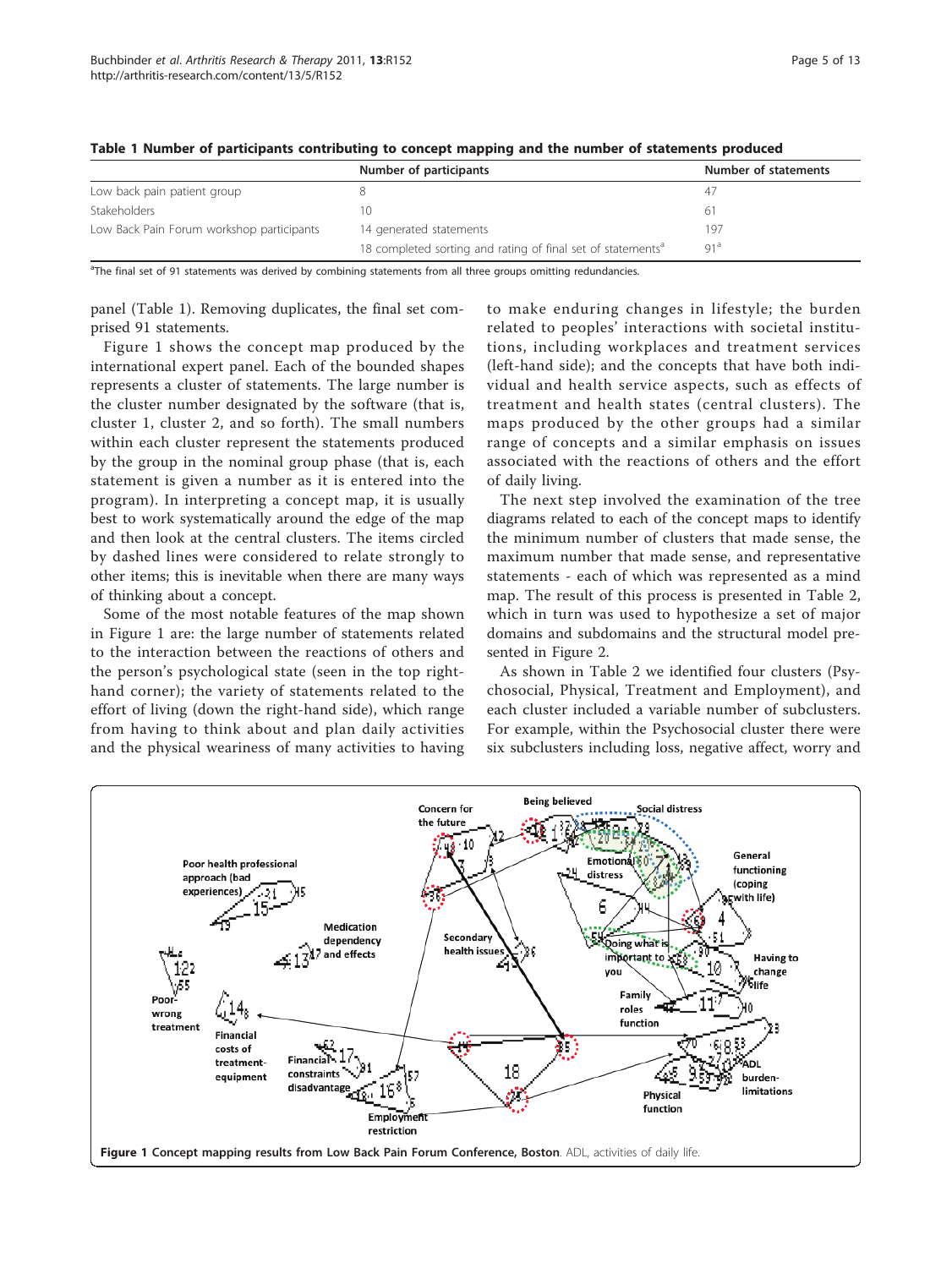**Table 1 Number of participants contributing to concept mapping and the number of statements produced**

| | Number of participants | Number of statements |
|---|---|---|
| Low back pain patient group | 8 | 47 |
| Stakeholders | 10 | 61 |
| Low Back Pain Forum workshop participants | 14 generated statements | 197 |
| | 18 completed sorting and rating of final set of statements[a] | 91[a] |

[a]The final set of 91 statements was derived by combining statements from all three groups omitting redundancies.

panel (Table 1). Removing duplicates, the final set comprised 91 statements.

Figure 1 shows the concept map produced by the international expert panel. Each of the bounded shapes represents a cluster of statements. The large number is the cluster number designated by the software (that is, cluster 1, cluster 2, and so forth). The small numbers within each cluster represent the statements produced by the group in the nominal group phase (that is, each statement is given a number as it is entered into the program). In interpreting a concept map, it is usually best to work systematically around the edge of the map and then look at the central clusters. The items circled by dashed lines were considered to relate strongly to other items; this is inevitable when there are many ways of thinking about a concept.

Some of the most notable features of the map shown in Figure 1 are: the large number of statements related to the interaction between the reactions of others and the person's psychological state (seen in the top right-hand corner); the variety of statements related to the effort of living (down the right-hand side), which range from having to think about and plan daily activities and the physical weariness of many activities to having to make enduring changes in lifestyle; the burden related to peoples' interactions with societal institutions, including workplaces and treatment services (left-hand side); and the concepts that have both individual and health service aspects, such as effects of treatment and health states (central clusters). The maps produced by the other groups had a similar range of concepts and a similar emphasis on issues associated with the reactions of others and the effort of daily living.

The next step involved the examination of the tree diagrams related to each of the concept maps to identify the minimum number of clusters that made sense, the maximum number that made sense, and representative statements - each of which was represented as a mind map. The result of this process is presented in Table 2, which in turn was used to hypothesize a set of major domains and subdomains and the structural model presented in Figure 2.

As shown in Table 2 we identified four clusters (Psychosocial, Physical, Treatment and Employment), and each cluster included a variable number of subclusters. For example, within the Psychosocial cluster there were six subclusters including loss, negative affect, worry and

Concern for the future
Being believed
Social distress
Poor health professional approach (bad experiences)
Emotional distress
General functioning (coping with life)
Medication dependency and effects
Secondary health issues
Doing what is important to you
Having to change life
Poor-wrong treatment
Family roles function
Financial costs of treatment-equipment
Financial constraints disadvantage
ADL burden-limitations
Physical function
Employment restriction

**Figure 1 Concept mapping results from Low Back Pain Forum Conference, Boston**. ADL, activities of daily life.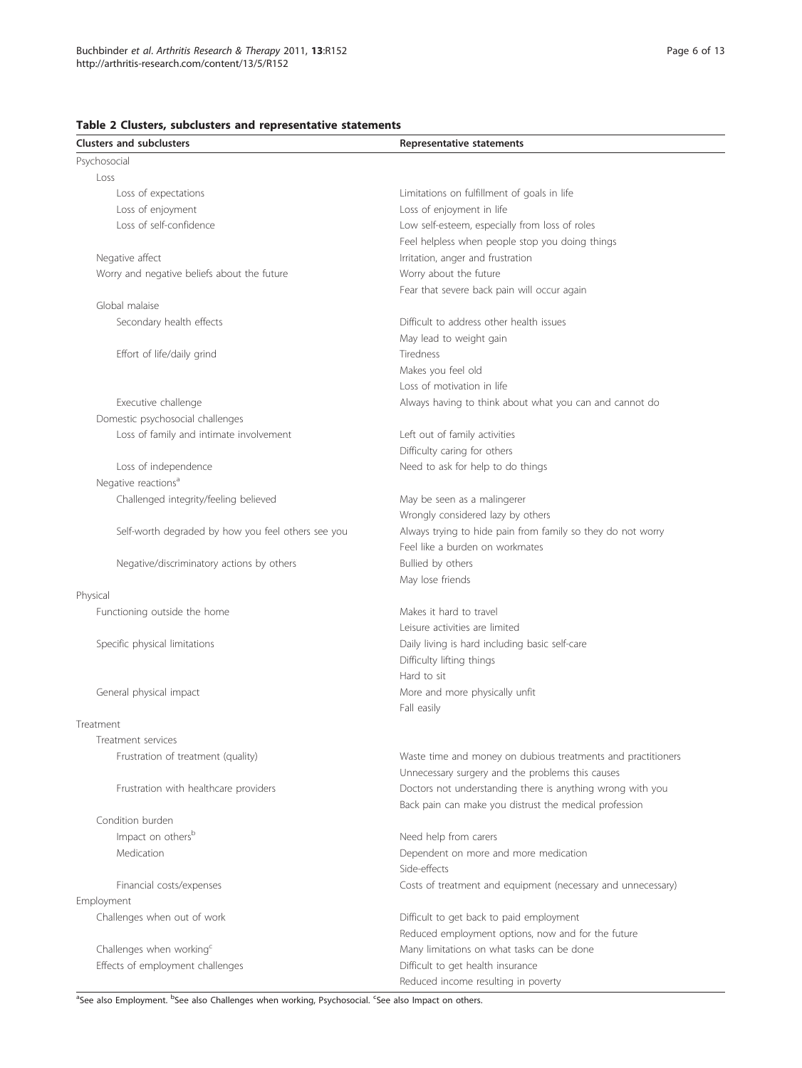**Table 2 Clusters, subclusters and representative statements**

| Clusters and subclusters | Representative statements |
| --- | --- |
| Psychosocial | |
| Loss | |
| Loss of expectations | Limitations on fulfillment of goals in life |
| Loss of enjoyment | Loss of enjoyment in life |
| Loss of self-confidence | Low self-esteem, especially from loss of roles |
| | Feel helpless when people stop you doing things |
| Negative affect | Irritation, anger and frustration |
| Worry and negative beliefs about the future | Worry about the future |
| | Fear that severe back pain will occur again |
| Global malaise | |
| Secondary health effects | Difficult to address other health issues |
| | May lead to weight gain |
| Effort of life/daily grind | Tiredness |
| | Makes you feel old |
| | Loss of motivation in life |
| Executive challenge | Always having to think about what you can and cannot do |
| Domestic psychosocial challenges | |
| Loss of family and intimate involvement | Left out of family activities |
| | Difficulty caring for others |
| Loss of independence | Need to ask for help to do things |
| Negative reactions[a] | |
| Challenged integrity/feeling believed | May be seen as a malingerer |
| | Wrongly considered lazy by others |
| Self-worth degraded by how you feel others see you | Always trying to hide pain from family so they do not worry |
| | Feel like a burden on workmates |
| Negative/discriminatory actions by others | Bullied by others |
| | May lose friends |
| Physical | |
| Functioning outside the home | Makes it hard to travel |
| | Leisure activities are limited |
| Specific physical limitations | Daily living is hard including basic self-care |
| | Difficulty lifting things |
| | Hard to sit |
| General physical impact | More and more physically unfit |
| | Fall easily |
| Treatment | |
| Treatment services | |
| Frustration of treatment (quality) | Waste time and money on dubious treatments and practitioners |
| | Unnecessary surgery and the problems this causes |
| Frustration with healthcare providers | Doctors not understanding there is anything wrong with you |
| | Back pain can make you distrust the medical profession |
| Condition burden | |
| Impact on others[b] | Need help from carers |
| Medication | Dependent on more and more medication |
| | Side-effects |
| Financial costs/expenses | Costs of treatment and equipment (necessary and unnecessary) |
| Employment | |
| Challenges when out of work | Difficult to get back to paid employment |
| | Reduced employment options, now and for the future |
| Challenges when working[c] | Many limitations on what tasks can be done |
| Effects of employment challenges | Difficult to get health insurance |
| | Reduced income resulting in poverty |

[a]See also Employment. [b]See also Challenges when working, Psychosocial. [c]See also Impact on others.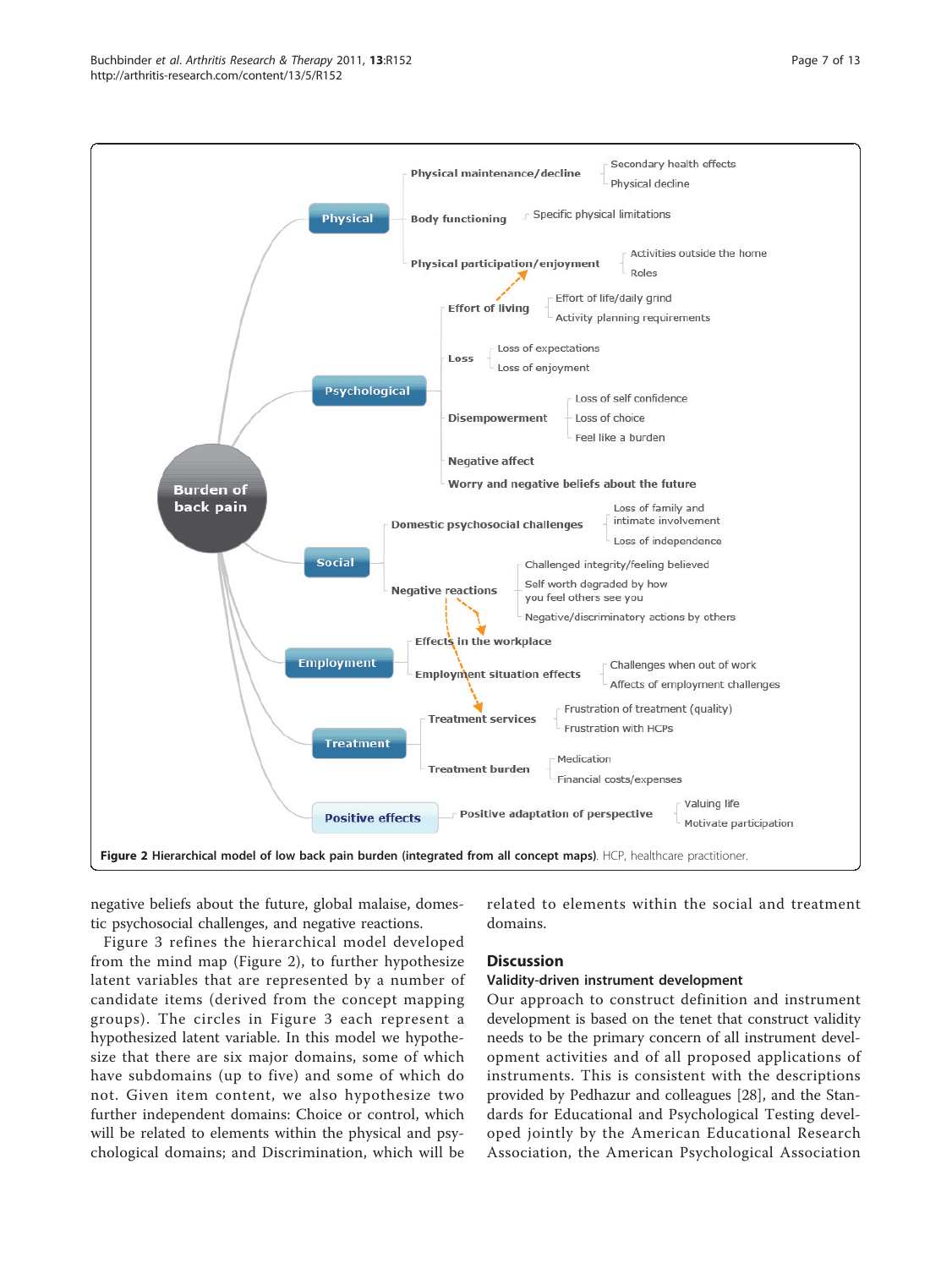**Figure 2 Hierarchical model of low back pain burden (integrated from all concept maps)**. HCP, healthcare practitioner.

negative beliefs about the future, global malaise, domestic psychosocial challenges, and negative reactions.

Figure 3 refines the hierarchical model developed from the mind map (Figure 2), to further hypothesize latent variables that are represented by a number of candidate items (derived from the concept mapping groups). The circles in Figure 3 each represent a hypothesized latent variable. In this model we hypothesize that there are six major domains, some of which have subdomains (up to five) and some of which do not. Given item content, we also hypothesize two further independent domains: Choice or control, which will be related to elements within the physical and psychological domains; and Discrimination, which will be related to elements within the social and treatment domains.

## Discussion

### Validity-driven instrument development

Our approach to construct definition and instrument development is based on the tenet that construct validity needs to be the primary concern of all instrument development activities and of all proposed applications of instruments. This is consistent with the descriptions provided by Pedhazur and colleagues [28], and the Standards for Educational and Psychological Testing developed jointly by the American Educational Research Association, the American Psychological Association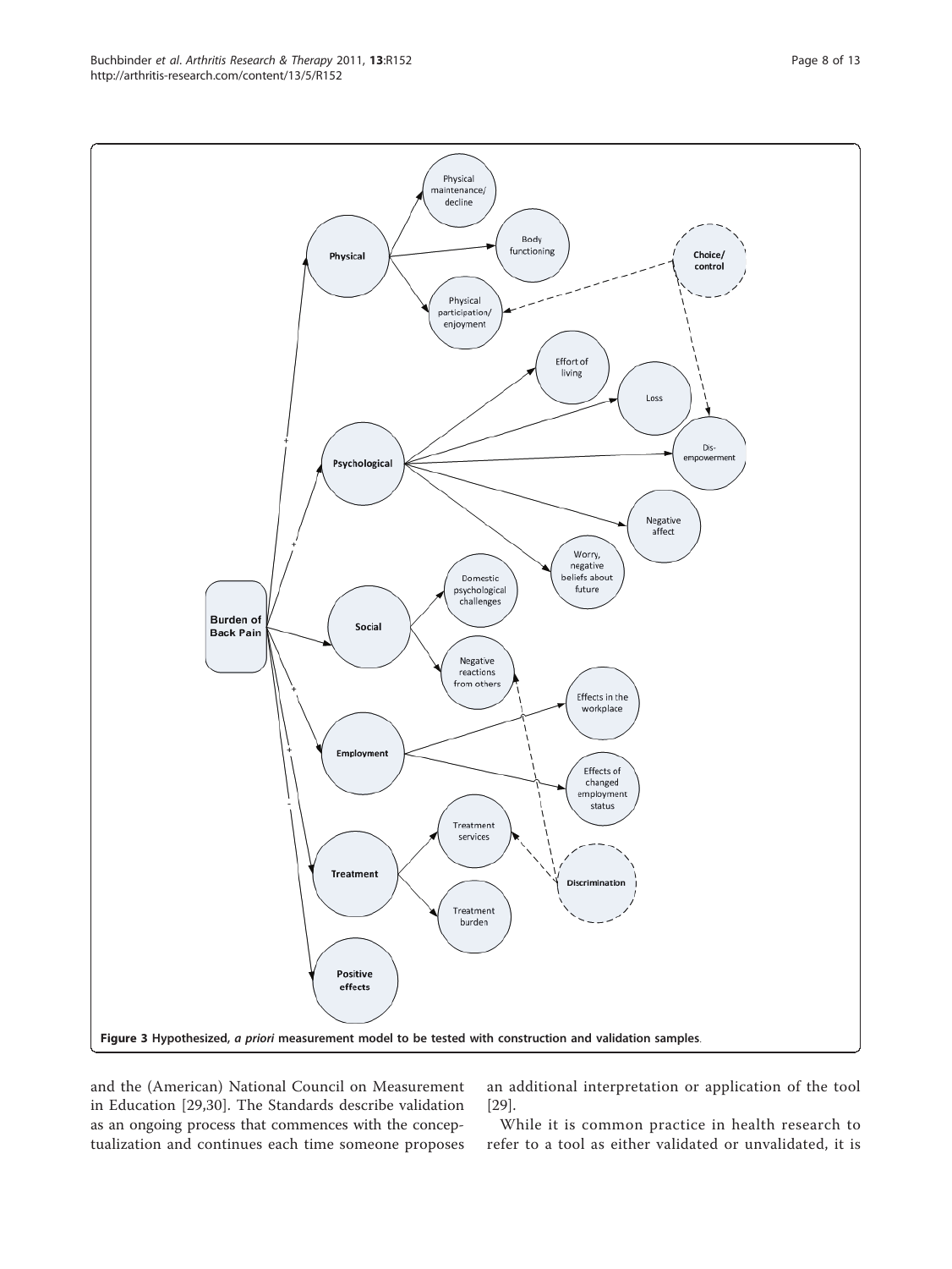**Figure 3 Hypothesized, *a priori* measurement model to be tested with construction and validation samples**.

and the (American) National Council on Measurement in Education [29,30]. The Standards describe validation as an ongoing process that commences with the conceptualization and continues each time someone proposes an additional interpretation or application of the tool [29].

While it is common practice in health research to refer to a tool as either validated or unvalidated, it is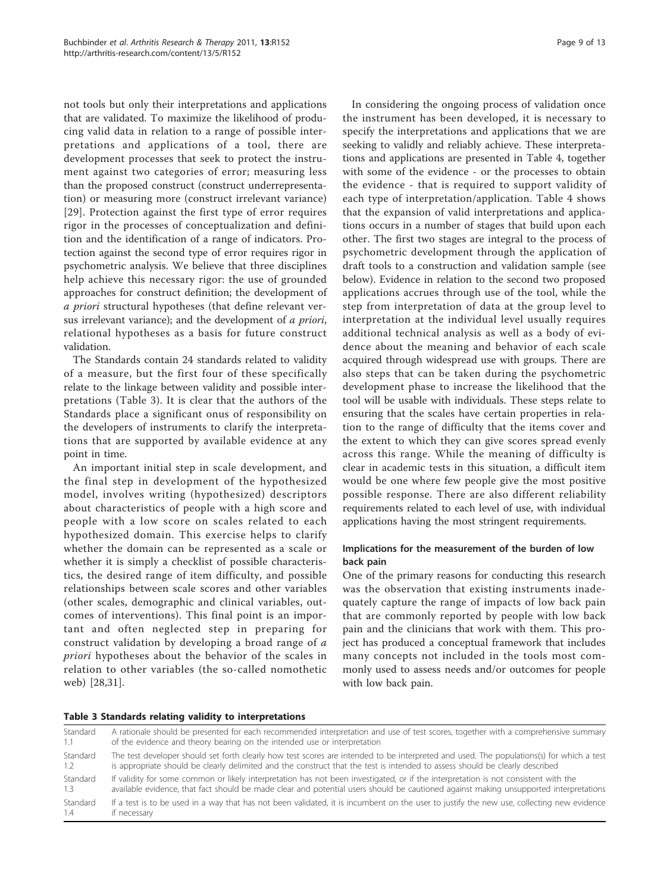not tools but only their interpretations and applications that are validated. To maximize the likelihood of producing valid data in relation to a range of possible interpretations and applications of a tool, there are development processes that seek to protect the instrument against two categories of error; measuring less than the proposed construct (construct underrepresentation) or measuring more (construct irrelevant variance) [29]. Protection against the first type of error requires rigor in the processes of conceptualization and definition and the identification of a range of indicators. Protection against the second type of error requires rigor in psychometric analysis. We believe that three disciplines help achieve this necessary rigor: the use of grounded approaches for construct definition; the development of *a priori* structural hypotheses (that define relevant versus irrelevant variance); and the development of *a priori*, relational hypotheses as a basis for future construct validation.

The Standards contain 24 standards related to validity of a measure, but the first four of these specifically relate to the linkage between validity and possible interpretations (Table 3). It is clear that the authors of the Standards place a significant onus of responsibility on the developers of instruments to clarify the interpretations that are supported by available evidence at any point in time.

An important initial step in scale development, and the final step in development of the hypothesized model, involves writing (hypothesized) descriptors about characteristics of people with a high score and people with a low score on scales related to each hypothesized domain. This exercise helps to clarify whether the domain can be represented as a scale or whether it is simply a checklist of possible characteristics, the desired range of item difficulty, and possible relationships between scale scores and other variables (other scales, demographic and clinical variables, outcomes of interventions). This final point is an important and often neglected step in preparing for construct validation by developing a broad range of *a priori* hypotheses about the behavior of the scales in relation to other variables (the so-called nomothetic web) [28,31].

In considering the ongoing process of validation once the instrument has been developed, it is necessary to specify the interpretations and applications that we are seeking to validly and reliably achieve. These interpretations and applications are presented in Table 4, together with some of the evidence - or the processes to obtain the evidence - that is required to support validity of each type of interpretation/application. Table 4 shows that the expansion of valid interpretations and applications occurs in a number of stages that build upon each other. The first two stages are integral to the process of psychometric development through the application of draft tools to a construction and validation sample (see below). Evidence in relation to the second two proposed applications accrues through use of the tool, while the step from interpretation of data at the group level to interpretation at the individual level usually requires additional technical analysis as well as a body of evidence about the meaning and behavior of each scale acquired through widespread use with groups. There are also steps that can be taken during the psychometric development phase to increase the likelihood that the tool will be usable with individuals. These steps relate to ensuring that the scales have certain properties in relation to the range of difficulty that the items cover and the extent to which they can give scores spread evenly across this range. While the meaning of difficulty is clear in academic tests in this situation, a difficult item would be one where few people give the most positive possible response. There are also different reliability requirements related to each level of use, with individual applications having the most stringent requirements.

## Implications for the measurement of the burden of low back pain

One of the primary reasons for conducting this research was the observation that existing instruments inadequately capture the range of impacts of low back pain that are commonly reported by people with low back pain and the clinicians that work with them. This project has produced a conceptual framework that includes many concepts not included in the tools most commonly used to assess needs and/or outcomes for people with low back pain.

**Table 3 Standards relating validity to interpretations**

| | |
|---|---|
| Standard 1.1 | A rationale should be presented for each recommended interpretation and use of test scores, together with a comprehensive summary of the evidence and theory bearing on the intended use or interpretation |
| Standard 1.2 | The test developer should set forth clearly how test scores are intended to be interpreted and used. The populations(s) for which a test is appropriate should be clearly delimited and the construct that the test is intended to assess should be clearly described |
| Standard 1.3 | If validity for some common or likely interpretation has not been investigated, or if the interpretation is not consistent with the available evidence, that fact should be made clear and potential users should be cautioned against making unsupported interpretations |
| Standard 1.4 | If a test is to be used in a way that has not been validated, it is incumbent on the user to justify the new use, collecting new evidence if necessary |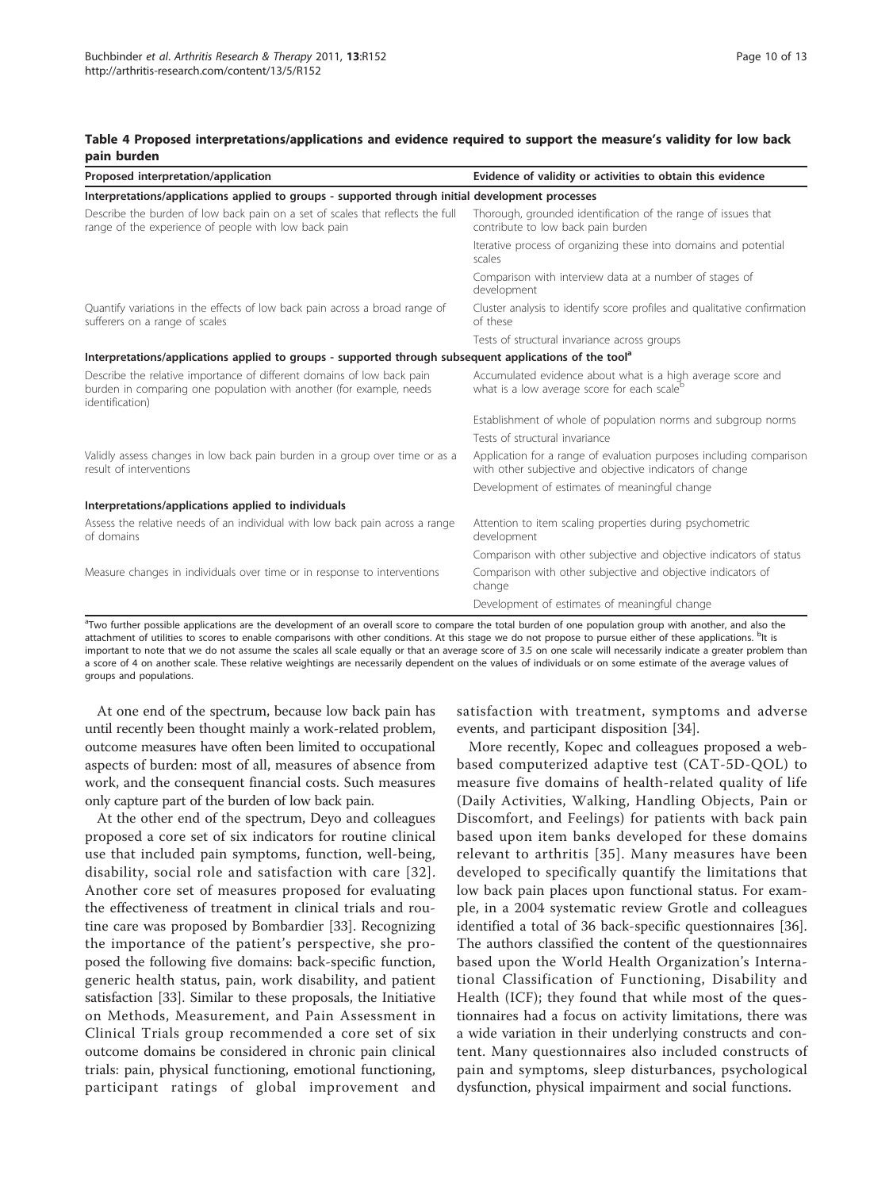**Table 4 Proposed interpretations/applications and evidence required to support the measure's validity for low back pain burden**

| Proposed interpretation/application | Evidence of validity or activities to obtain this evidence |
|---|---|
| **Interpretations/applications applied to groups - supported through initial development processes** | |
| Describe the burden of low back pain on a set of scales that reflects the full range of the experience of people with low back pain | Thorough, grounded identification of the range of issues that contribute to low back pain burden |
| | Iterative process of organizing these into domains and potential scales |
| | Comparison with interview data at a number of stages of development |
| Quantify variations in the effects of low back pain across a broad range of sufferers on a range of scales | Cluster analysis to identify score profiles and qualitative confirmation of these |
| | Tests of structural invariance across groups |
| **Interpretations/applications applied to groups - supported through subsequent applications of the tool[a]** | |
| Describe the relative importance of different domains of low back pain burden in comparing one population with another (for example, needs identification) | Accumulated evidence about what is a high average score and what is a low average score for each scale[b] |
| | Establishment of whole of population norms and subgroup norms |
| | Tests of structural invariance |
| Validly assess changes in low back pain burden in a group over time or as a result of interventions | Application for a range of evaluation purposes including comparison with other subjective and objective indicators of change |
| | Development of estimates of meaningful change |
| **Interpretations/applications applied to individuals** | |
| Assess the relative needs of an individual with low back pain across a range of domains | Attention to item scaling properties during psychometric development |
| | Comparison with other subjective and objective indicators of status |
| Measure changes in individuals over time or in response to interventions | Comparison with other subjective and objective indicators of change |
| | Development of estimates of meaningful change |

[a]Two further possible applications are the development of an overall score to compare the total burden of one population group with another, and also the attachment of utilities to scores to enable comparisons with other conditions. At this stage we do not propose to pursue either of these applications. [b]It is important to note that we do not assume the scales all scale equally or that an average score of 3.5 on one scale will necessarily indicate a greater problem than a score of 4 on another scale. These relative weightings are necessarily dependent on the values of individuals or on some estimate of the average values of groups and populations.

At one end of the spectrum, because low back pain has until recently been thought mainly a work-related problem, outcome measures have often been limited to occupational aspects of burden: most of all, measures of absence from work, and the consequent financial costs. Such measures only capture part of the burden of low back pain.

At the other end of the spectrum, Deyo and colleagues proposed a core set of six indicators for routine clinical use that included pain symptoms, function, well-being, disability, social role and satisfaction with care [32]. Another core set of measures proposed for evaluating the effectiveness of treatment in clinical trials and routine care was proposed by Bombardier [33]. Recognizing the importance of the patient's perspective, she proposed the following five domains: back-specific function, generic health status, pain, work disability, and patient satisfaction [33]. Similar to these proposals, the Initiative on Methods, Measurement, and Pain Assessment in Clinical Trials group recommended a core set of six outcome domains be considered in chronic pain clinical trials: pain, physical functioning, emotional functioning, participant ratings of global improvement and satisfaction with treatment, symptoms and adverse events, and participant disposition [34].

More recently, Kopec and colleagues proposed a web-based computerized adaptive test (CAT-5D-QOL) to measure five domains of health-related quality of life (Daily Activities, Walking, Handling Objects, Pain or Discomfort, and Feelings) for patients with back pain based upon item banks developed for these domains relevant to arthritis [35]. Many measures have been developed to specifically quantify the limitations that low back pain places upon functional status. For example, in a 2004 systematic review Grotle and colleagues identified a total of 36 back-specific questionnaires [36]. The authors classified the content of the questionnaires based upon the World Health Organization's International Classification of Functioning, Disability and Health (ICF); they found that while most of the questionnaires had a focus on activity limitations, there was a wide variation in their underlying constructs and content. Many questionnaires also included constructs of pain and symptoms, sleep disturbances, psychological dysfunction, physical impairment and social functions.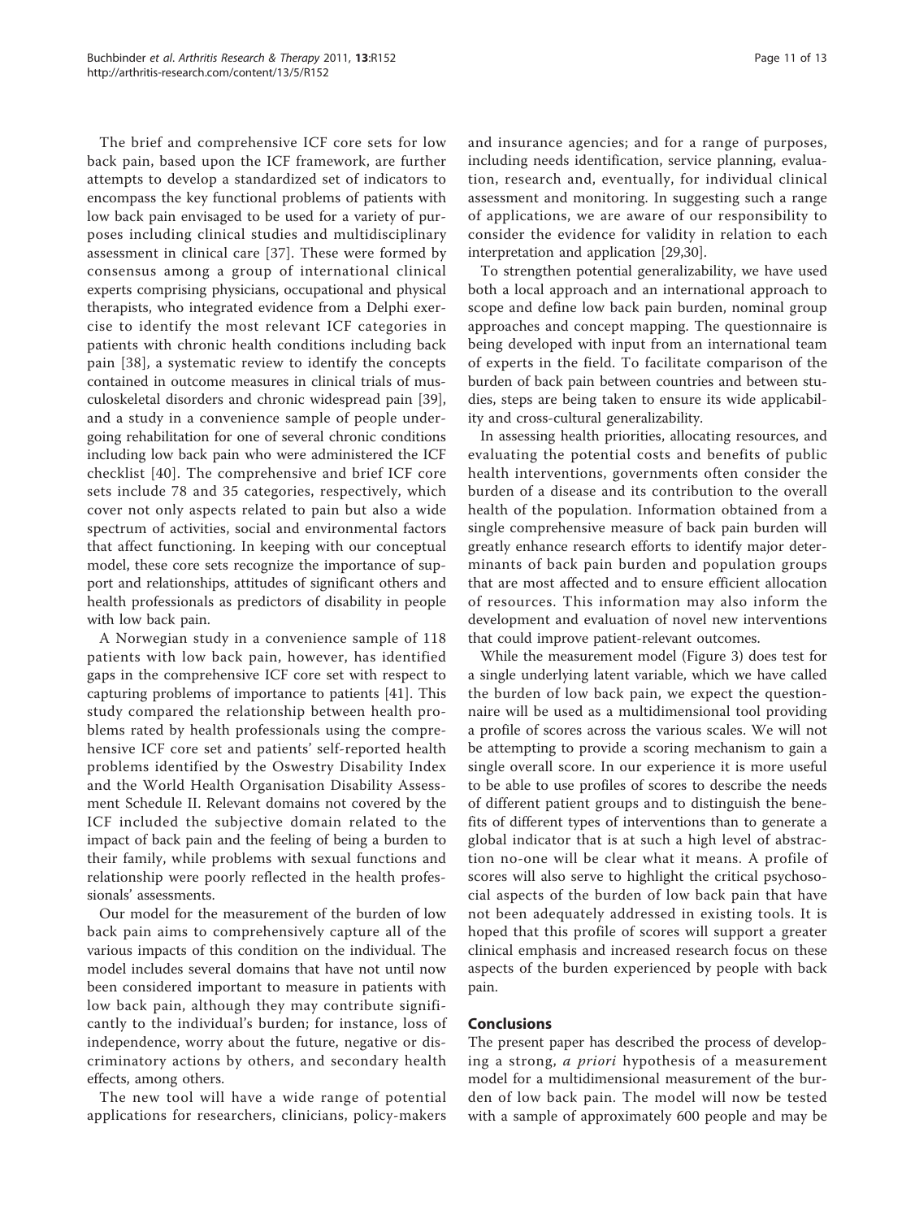The brief and comprehensive ICF core sets for low back pain, based upon the ICF framework, are further attempts to develop a standardized set of indicators to encompass the key functional problems of patients with low back pain envisaged to be used for a variety of purposes including clinical studies and multidisciplinary assessment in clinical care [37]. These were formed by consensus among a group of international clinical experts comprising physicians, occupational and physical therapists, who integrated evidence from a Delphi exercise to identify the most relevant ICF categories in patients with chronic health conditions including back pain [38], a systematic review to identify the concepts contained in outcome measures in clinical trials of musculoskeletal disorders and chronic widespread pain [39], and a study in a convenience sample of people undergoing rehabilitation for one of several chronic conditions including low back pain who were administered the ICF checklist [40]. The comprehensive and brief ICF core sets include 78 and 35 categories, respectively, which cover not only aspects related to pain but also a wide spectrum of activities, social and environmental factors that affect functioning. In keeping with our conceptual model, these core sets recognize the importance of support and relationships, attitudes of significant others and health professionals as predictors of disability in people with low back pain.

A Norwegian study in a convenience sample of 118 patients with low back pain, however, has identified gaps in the comprehensive ICF core set with respect to capturing problems of importance to patients [41]. This study compared the relationship between health problems rated by health professionals using the comprehensive ICF core set and patients' self-reported health problems identified by the Oswestry Disability Index and the World Health Organisation Disability Assessment Schedule II. Relevant domains not covered by the ICF included the subjective domain related to the impact of back pain and the feeling of being a burden to their family, while problems with sexual functions and relationship were poorly reflected in the health professionals' assessments.

Our model for the measurement of the burden of low back pain aims to comprehensively capture all of the various impacts of this condition on the individual. The model includes several domains that have not until now been considered important to measure in patients with low back pain, although they may contribute significantly to the individual's burden; for instance, loss of independence, worry about the future, negative or discriminatory actions by others, and secondary health effects, among others.

The new tool will have a wide range of potential applications for researchers, clinicians, policy-makers and insurance agencies; and for a range of purposes, including needs identification, service planning, evaluation, research and, eventually, for individual clinical assessment and monitoring. In suggesting such a range of applications, we are aware of our responsibility to consider the evidence for validity in relation to each interpretation and application [29,30].

To strengthen potential generalizability, we have used both a local approach and an international approach to scope and define low back pain burden, nominal group approaches and concept mapping. The questionnaire is being developed with input from an international team of experts in the field. To facilitate comparison of the burden of back pain between countries and between studies, steps are being taken to ensure its wide applicability and cross-cultural generalizability.

In assessing health priorities, allocating resources, and evaluating the potential costs and benefits of public health interventions, governments often consider the burden of a disease and its contribution to the overall health of the population. Information obtained from a single comprehensive measure of back pain burden will greatly enhance research efforts to identify major determinants of back pain burden and population groups that are most affected and to ensure efficient allocation of resources. This information may also inform the development and evaluation of novel new interventions that could improve patient-relevant outcomes.

While the measurement model (Figure 3) does test for a single underlying latent variable, which we have called the burden of low back pain, we expect the questionnaire will be used as a multidimensional tool providing a profile of scores across the various scales. We will not be attempting to provide a scoring mechanism to gain a single overall score. In our experience it is more useful to be able to use profiles of scores to describe the needs of different patient groups and to distinguish the benefits of different types of interventions than to generate a global indicator that is at such a high level of abstraction no-one will be clear what it means. A profile of scores will also serve to highlight the critical psychosocial aspects of the burden of low back pain that have not been adequately addressed in existing tools. It is hoped that this profile of scores will support a greater clinical emphasis and increased research focus on these aspects of the burden experienced by people with back pain.

## Conclusions

The present paper has described the process of developing a strong, *a priori* hypothesis of a measurement model for a multidimensional measurement of the burden of low back pain. The model will now be tested with a sample of approximately 600 people and may be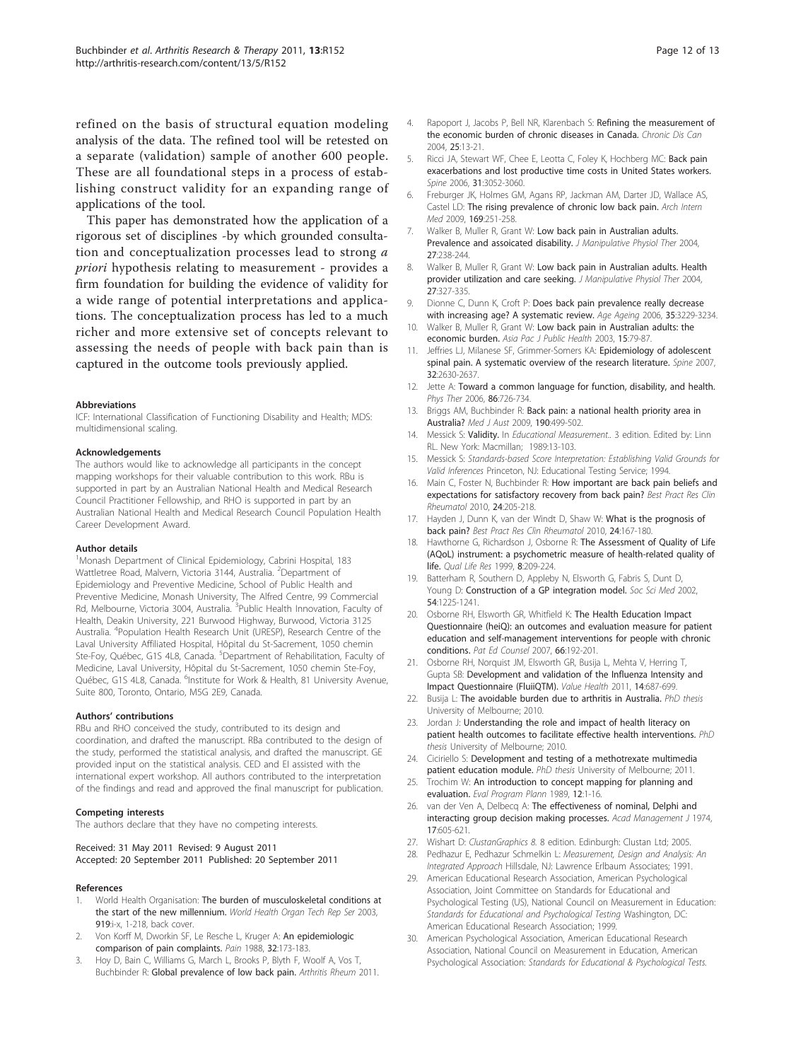refined on the basis of structural equation modeling analysis of the data. The refined tool will be retested on a separate (validation) sample of another 600 people. These are all foundational steps in a process of establishing construct validity for an expanding range of applications of the tool.

This paper has demonstrated how the application of a rigorous set of disciplines -by which grounded consultation and conceptualization processes lead to strong *a priori* hypothesis relating to measurement - provides a firm foundation for building the evidence of validity for a wide range of potential interpretations and applications. The conceptualization process has led to a much richer and more extensive set of concepts relevant to assessing the needs of people with back pain than is captured in the outcome tools previously applied.

#### Abbreviations

ICF: International Classification of Functioning Disability and Health; MDS: multidimensional scaling.

#### Acknowledgements

The authors would like to acknowledge all participants in the concept mapping workshops for their valuable contribution to this work. RBu is supported in part by an Australian National Health and Medical Research Council Practitioner Fellowship, and RHO is supported in part by an Australian National Health and Medical Research Council Population Health Career Development Award.

#### Author details

[1]Monash Department of Clinical Epidemiology, Cabrini Hospital, 183 Wattletree Road, Malvern, Victoria 3144, Australia. [2]Department of Epidemiology and Preventive Medicine, School of Public Health and Preventive Medicine, Monash University, The Alfred Centre, 99 Commercial Rd, Melbourne, Victoria 3004, Australia. [3]Public Health Innovation, Faculty of Health, Deakin University, 221 Burwood Highway, Burwood, Victoria 3125 Australia. [4]Population Health Research Unit (URESP), Research Centre of the Laval University Affiliated Hospital, Hôpital du St-Sacrement, 1050 chemin Ste-Foy, Québec, G1S 4L8, Canada. [5]Department of Rehabilitation, Faculty of Medicine, Laval University, Hôpital du St-Sacrement, 1050 chemin Ste-Foy, Québec, G1S 4L8, Canada. [6]Institute for Work & Health, 81 University Avenue, Suite 800, Toronto, Ontario, M5G 2E9, Canada.

#### Authors' contributions

RBu and RHO conceived the study, contributed to its design and coordination, and drafted the manuscript. RBa contributed to the design of the study, performed the statistical analysis, and drafted the manuscript. GE provided input on the statistical analysis. CED and EI assisted with the international expert workshop. All authors contributed to the interpretation of the findings and read and approved the final manuscript for publication.

#### Competing interests

The authors declare that they have no competing interests.

Received: 31 May 2011 Revised: 9 August 2011
Accepted: 20 September 2011 Published: 20 September 2011

#### References

1. World Health Organisation: **The burden of musculoskeletal conditions at the start of the new millennium.** *World Health Organ Tech Rep Ser* 2003, **919**:i-x, 1-218, back cover.
2. Von Korff M, Dworkin SF, Le Resche L, Kruger A: **An epidemiologic comparison of pain complaints.** *Pain* 1988, **32**:173-183.
3. Hoy D, Bain C, Williams G, March L, Brooks P, Blyth F, Woolf A, Vos T, Buchbinder R: **Global prevalence of low back pain.** *Arthritis Rheum* 2011.
4. Rapoport J, Jacobs P, Bell NR, Klarenbach S: **Refining the measurement of the economic burden of chronic diseases in Canada.** *Chronic Dis Can* 2004, **25**:13-21.
5. Ricci JA, Stewart WF, Chee E, Leotta C, Foley K, Hochberg MC: **Back pain exacerbations and lost productive time costs in United States workers.** *Spine* 2006, **31**:3052-3060.
6. Freburger JK, Holmes GM, Agans RP, Jackman AM, Darter JD, Wallace AS, Castel LD: **The rising prevalence of chronic low back pain.** *Arch Intern Med* 2009, **169**:251-258.
7. Walker B, Muller R, Grant W: **Low back pain in Australian adults. Prevalence and assoicated disability.** *J Manipulative Physiol Ther* 2004, **27**:238-244.
8. Walker B, Muller R, Grant W: **Low back pain in Australian adults. Health provider utilization and care seeking.** *J Manipulative Physiol Ther* 2004, **27**:327-335.
9. Dionne C, Dunn K, Croft P: **Does back pain prevalence really decrease with increasing age? A systematic review.** *Age Ageing* 2006, **35**:3229-3234.
10. Walker B, Muller R, Grant W: **Low back pain in Australian adults: the economic burden.** *Asia Pac J Public Health* 2003, **15**:79-87.
11. Jeffries LJ, Milanese SF, Grimmer-Somers KA: **Epidemiology of adolescent spinal pain. A systematic overview of the research literature.** *Spine* 2007, **32**:2630-2637.
12. Jette A: **Toward a common language for function, disability, and health.** *Phys Ther* 2006, **86**:726-734.
13. Briggs AM, Buchbinder R: **Back pain: a national health priority area in Australia?** *Med J Aust* 2009, **190**:499-502.
14. Messick S: **Validity.** In *Educational Measurement.*. 3 edition. Edited by: Linn RL. New York: Macmillan; 1989:13-103.
15. Messick S: *Standards-based Score Interpretation: Establishing Valid Grounds for Valid Inferences* Princeton, NJ: Educational Testing Service; 1994.
16. Main C, Foster N, Buchbinder R: **How important are back pain beliefs and expectations for satisfactory recovery from back pain?** *Best Pract Res Clin Rheumatol* 2010, **24**:205-218.
17. Hayden J, Dunn K, van der Windt D, Shaw W: **What is the prognosis of back pain?** *Best Pract Res Clin Rheumatol* 2010, **24**:167-180.
18. Hawthorne G, Richardson J, Osborne R: **The Assessment of Quality of Life (AQoL) instrument: a psychometric measure of health-related quality of life.** *Qual Life Res* 1999, **8**:209-224.
19. Batterham R, Southern D, Appleby N, Elsworth G, Fabris S, Dunt D, Young D: **Construction of a GP integration model.** *Soc Sci Med* 2002, **54**:1225-1241.
20. Osborne RH, Elsworth GR, Whitfield K: **The Health Education Impact Questionnaire (heiQ): an outcomes and evaluation measure for patient education and self-management interventions for people with chronic conditions.** *Pat Ed Counsel* 2007, **66**:192-201.
21. Osborne RH, Norquist JM, Elsworth GR, Busija L, Mehta V, Herring T, Gupta SB: **Development and validation of the Influenza Intensity and Impact Questionnaire (FluiiQTM).** *Value Health* 2011, **14**:687-699.
22. Busija L: **The avoidable burden due to arthritis in Australia.** *PhD thesis* University of Melbourne; 2010.
23. Jordan J: **Understanding the role and impact of health literacy on patient health outcomes to facilitate effective health interventions.** *PhD thesis* University of Melbourne; 2010.
24. Ciciriello S: **Development and testing of a methotrexate multimedia patient education module.** *PhD thesis* University of Melbourne; 2011.
25. Trochim W: **An introduction to concept mapping for planning and evaluation.** *Eval Program Plann* 1989, **12**:1-16.
26. van der Ven A, Delbecq A: **The effectiveness of nominal, Delphi and interacting group decision making processes.** *Acad Management J* 1974, **17**:605-621.
27. Wishart D: *ClustanGraphics 8.* 8 edition. Edinburgh: Clustan Ltd; 2005.
28. Pedhazur E, Pedhazur Schmelkin L: *Measurement, Design and Analysis: An Integrated Approach* Hillsdale, NJ: Lawrence Erlbaum Associates; 1991.
29. American Educational Research Association, American Psychological Association, Joint Committee on Standards for Educational and Psychological Testing (US), National Council on Measurement in Education: *Standards for Educational and Psychological Testing* Washington, DC: American Educational Research Association; 1999.
30. American Psychological Association, American Educational Research Association, National Council on Measurement in Education, American Psychological Association: *Standards for Educational & Psychological Tests.*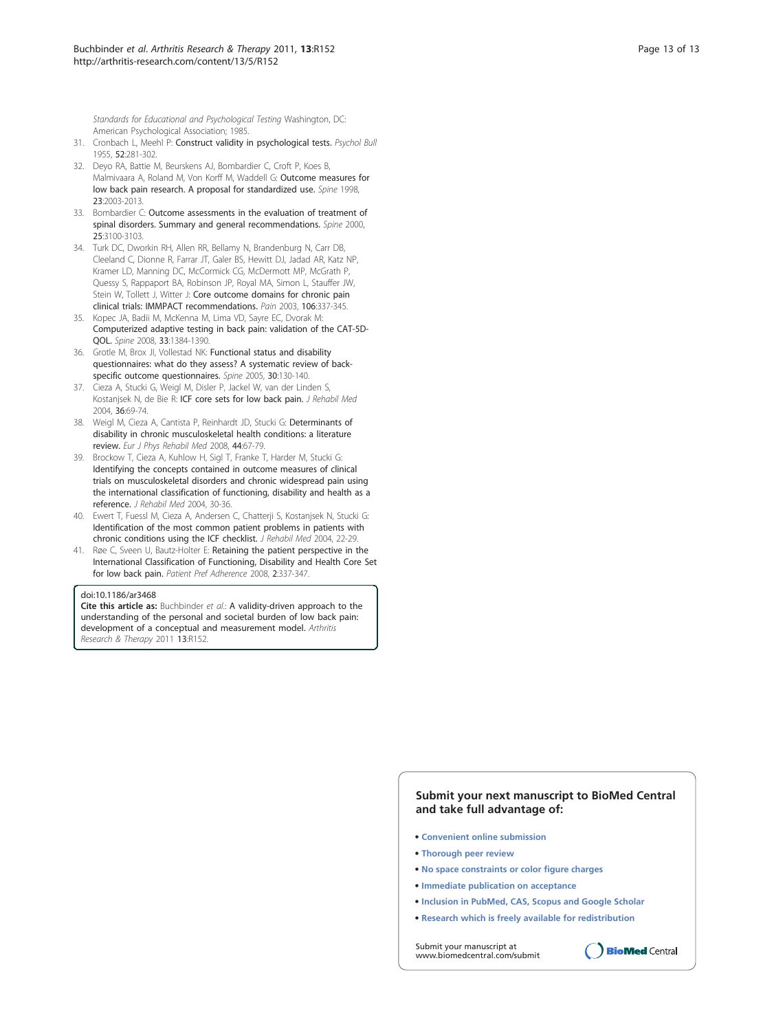*Standards for Educational and Psychological Testing* Washington, DC: American Psychological Association; 1985.

31. Cronbach L, Meehl P: Construct validity in psychological tests. *Psychol Bull* 1955, **52**:281-302.
32. Deyo RA, Battie M, Beurskens AJ, Bombardier C, Croft P, Koes B, Malmivaara A, Roland M, Von Korff M, Waddell G: Outcome measures for low back pain research. A proposal for standardized use. *Spine* 1998, **23**:2003-2013.
33. Bombardier C: Outcome assessments in the evaluation of treatment of spinal disorders. Summary and general recommendations. *Spine* 2000, **25**:3100-3103.
34. Turk DC, Dworkin RH, Allen RR, Bellamy N, Brandenburg N, Carr DB, Cleeland C, Dionne R, Farrar JT, Galer BS, Hewitt DJ, Jadad AR, Katz NP, Kramer LD, Manning DC, McCormick CG, McDermott MP, McGrath P, Quessy S, Rappaport BA, Robinson JP, Royal MA, Simon L, Stauffer JW, Stein W, Tollett J, Witter J: Core outcome domains for chronic pain clinical trials: IMMPACT recommendations. *Pain* 2003, **106**:337-345.
35. Kopec JA, Badii M, McKenna M, Lima VD, Sayre EC, Dvorak M: Computerized adaptive testing in back pain: validation of the CAT-5D-QOL. *Spine* 2008, **33**:1384-1390.
36. Grotle M, Brox JI, Vollestad NK: Functional status and disability questionnaires: what do they assess? A systematic review of back-specific outcome questionnaires. *Spine* 2005, **30**:130-140.
37. Cieza A, Stucki G, Weigl M, Disler P, Jackel W, van der Linden S, Kostanjsek N, de Bie R: ICF core sets for low back pain. *J Rehabil Med* 2004, **36**:69-74.
38. Weigl M, Cieza A, Cantista P, Reinhardt JD, Stucki G: Determinants of disability in chronic musculoskeletal health conditions: a literature review. *Eur J Phys Rehabil Med* 2008, **44**:67-79.
39. Brockow T, Cieza A, Kuhlow H, Sigl T, Franke T, Harder M, Stucki G: Identifying the concepts contained in outcome measures of clinical trials on musculoskeletal disorders and chronic widespread pain using the international classification of functioning, disability and health as a reference. *J Rehabil Med* 2004, 30-36.
40. Ewert T, Fuessl M, Cieza A, Andersen C, Chatterji S, Kostanjsek N, Stucki G: Identification of the most common patient problems in patients with chronic conditions using the ICF checklist. *J Rehabil Med* 2004, 22-29.
41. Røe C, Sveen U, Bautz-Holter E: Retaining the patient perspective in the International Classification of Functioning, Disability and Health Core Set for low back pain. *Patient Pref Adherence* 2008, **2**:337-347.

doi:10.1186/ar3468

**Cite this article as:** Buchbinder *et al.*: A validity-driven approach to the understanding of the personal and societal burden of low back pain: development of a conceptual and measurement model. *Arthritis Research & Therapy* 2011 **13**:R152.

**Submit your next manuscript to BioMed Central and take full advantage of:**

- **Convenient online submission**
- **Thorough peer review**
- **No space constraints or color figure charges**
- **Immediate publication on acceptance**
- **Inclusion in PubMed, CAS, Scopus and Google Scholar**
- **Research which is freely available for redistribution**

Submit your manuscript at www.biomedcentral.com/submit

BioMed Central